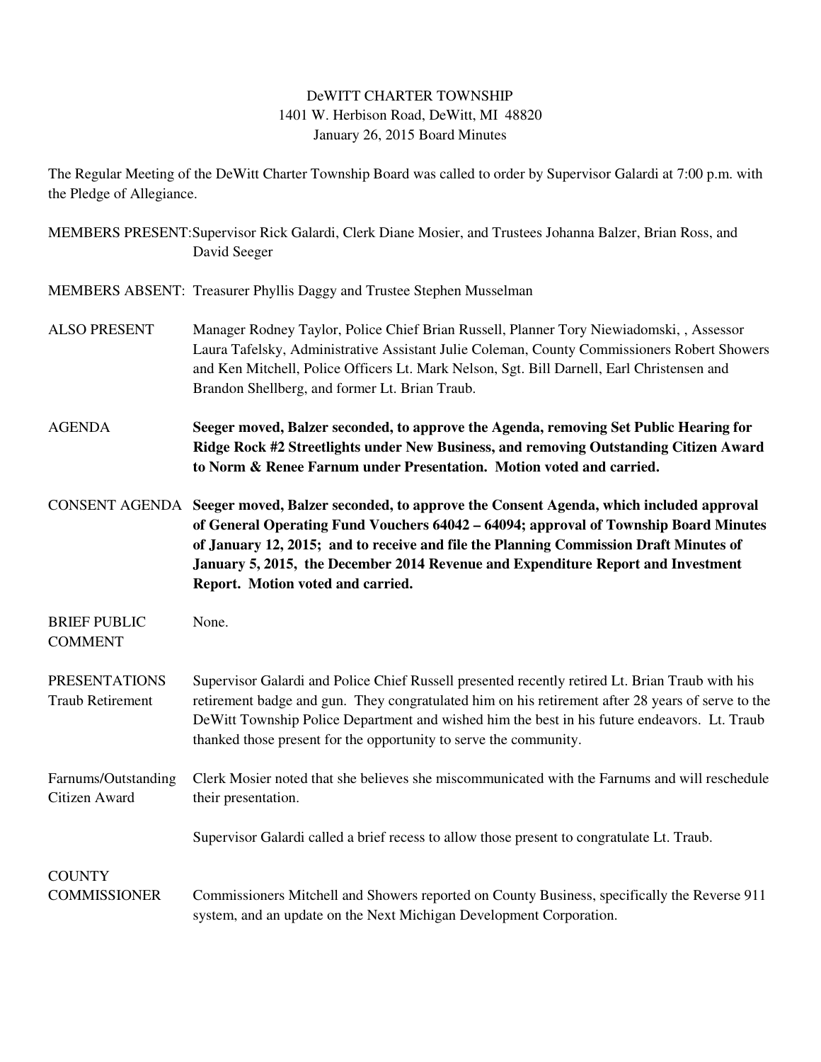DeWITT CHARTER TOWNSHIP
1401 W. Herbison Road, DeWitt, MI 48820
January 26, 2015 Board Minutes

The Regular Meeting of the DeWitt Charter Township Board was called to order by Supervisor Galardi at 7:00 p.m. with the Pledge of Allegiance.

MEMBERS PRESENT: Supervisor Rick Galardi, Clerk Diane Mosier, and Trustees Johanna Balzer, Brian Ross, and David Seeger

MEMBERS ABSENT: Treasurer Phyllis Daggy and Trustee Stephen Musselman

ALSO PRESENT: Manager Rodney Taylor, Police Chief Brian Russell, Planner Tory Niewiadomski, , Assessor Laura Tafelsky, Administrative Assistant Julie Coleman, County Commissioners Robert Showers and Ken Mitchell, Police Officers Lt. Mark Nelson, Sgt. Bill Darnell, Earl Christensen and Brandon Shellberg, and former Lt. Brian Traub.

AGENDA: **Seeger moved, Balzer seconded, to approve the Agenda, removing Set Public Hearing for Ridge Rock #2 Streetlights under New Business, and removing Outstanding Citizen Award to Norm & Renee Farnum under Presentation. Motion voted and carried.**

CONSENT AGENDA: **Seeger moved, Balzer seconded, to approve the Consent Agenda, which included approval of General Operating Fund Vouchers 64042 – 64094; approval of Township Board Minutes of January 12, 2015; and to receive and file the Planning Commission Draft Minutes of January 5, 2015, the December 2014 Revenue and Expenditure Report and Investment Report. Motion voted and carried.**

BRIEF PUBLIC COMMENT: None.

PRESENTATIONS
Traub Retirement: Supervisor Galardi and Police Chief Russell presented recently retired Lt. Brian Traub with his retirement badge and gun. They congratulated him on his retirement after 28 years of serve to the DeWitt Township Police Department and wished him the best in his future endeavors. Lt. Traub thanked those present for the opportunity to serve the community.

Farnums/Outstanding Citizen Award: Clerk Mosier noted that she believes she miscommunicated with the Farnums and will reschedule their presentation.

Supervisor Galardi called a brief recess to allow those present to congratulate Lt. Traub.

COUNTY COMMISSIONER: Commissioners Mitchell and Showers reported on County Business, specifically the Reverse 911 system, and an update on the Next Michigan Development Corporation.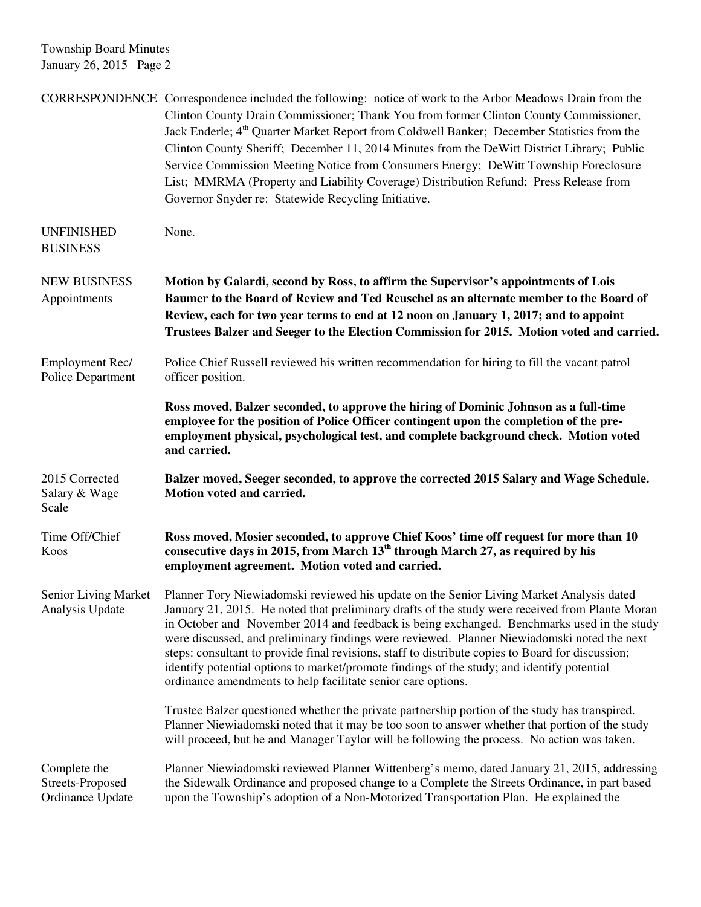**CORRESPONDENCE** Correspondence included the following: notice of work to the Arbor Meadows Drain from the Clinton County Drain Commissioner; Thank You from former Clinton County Commissioner, Jack Enderle; 4th Quarter Market Report from Coldwell Banker; December Statistics from the Clinton County Sheriff; December 11, 2014 Minutes from the DeWitt District Library; Public Service Commission Meeting Notice from Consumers Energy; DeWitt Township Foreclosure List; MMRMA (Property and Liability Coverage) Distribution Refund; Press Release from Governor Snyder re: Statewide Recycling Initiative.

**UNFINISHED BUSINESS** None.

**NEW BUSINESS**

**Appointments**

**Motion by Galardi, second by Ross, to affirm the Supervisor's appointments of Lois Baumer to the Board of Review and Ted Reuschel as an alternate member to the Board of Review, each for two year terms to end at 12 noon on January 1, 2017; and to appoint Trustees Balzer and Seeger to the Election Commission for 2015. Motion voted and carried.**

**Employment Rec/ Police Department**

Police Chief Russell reviewed his written recommendation for hiring to fill the vacant patrol officer position.

**Ross moved, Balzer seconded, to approve the hiring of Dominic Johnson as a full-time employee for the position of Police Officer contingent upon the completion of the pre-employment physical, psychological test, and complete background check. Motion voted and carried.**

**2015 Corrected Salary & Wage Scale**

**Balzer moved, Seeger seconded, to approve the corrected 2015 Salary and Wage Schedule. Motion voted and carried.**

**Time Off/Chief Koos**

**Ross moved, Mosier seconded, to approve Chief Koos' time off request for more than 10 consecutive days in 2015, from March 13th through March 27, as required by his employment agreement. Motion voted and carried.**

**Senior Living Market Analysis Update**

Planner Tory Niewiadomski reviewed his update on the Senior Living Market Analysis dated January 21, 2015. He noted that preliminary drafts of the study were received from Plante Moran in October and November 2014 and feedback is being exchanged. Benchmarks used in the study were discussed, and preliminary findings were reviewed. Planner Niewiadomski noted the next steps: consultant to provide final revisions, staff to distribute copies to Board for discussion; identify potential options to market/promote findings of the study; and identify potential ordinance amendments to help facilitate senior care options.

Trustee Balzer questioned whether the private partnership portion of the study has transpired. Planner Niewiadomski noted that it may be too soon to answer whether that portion of the study will proceed, but he and Manager Taylor will be following the process. No action was taken.

**Complete the Streets-Proposed Ordinance Update**

Planner Niewiadomski reviewed Planner Wittenberg's memo, dated January 21, 2015, addressing the Sidewalk Ordinance and proposed change to a Complete the Streets Ordinance, in part based upon the Township's adoption of a Non-Motorized Transportation Plan. He explained the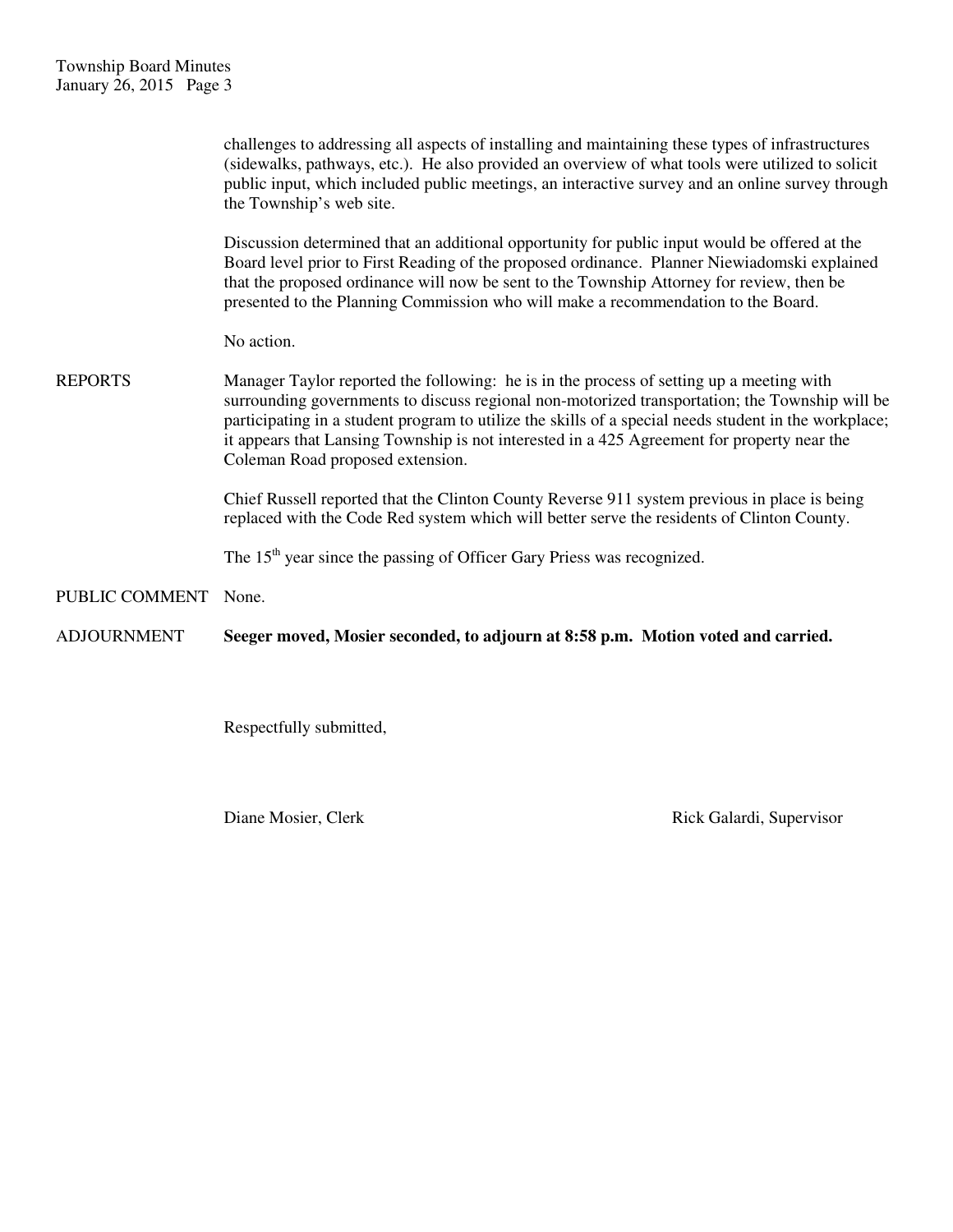challenges to addressing all aspects of installing and maintaining these types of infrastructures (sidewalks, pathways, etc.). He also provided an overview of what tools were utilized to solicit public input, which included public meetings, an interactive survey and an online survey through the Township's web site.

Discussion determined that an additional opportunity for public input would be offered at the Board level prior to First Reading of the proposed ordinance. Planner Niewiadomski explained that the proposed ordinance will now be sent to the Township Attorney for review, then be presented to the Planning Commission who will make a recommendation to the Board.

No action.

REPORTS

Manager Taylor reported the following: he is in the process of setting up a meeting with surrounding governments to discuss regional non-motorized transportation; the Township will be participating in a student program to utilize the skills of a special needs student in the workplace; it appears that Lansing Township is not interested in a 425 Agreement for property near the Coleman Road proposed extension.

Chief Russell reported that the Clinton County Reverse 911 system previous in place is being replaced with the Code Red system which will better serve the residents of Clinton County.

The 15th year since the passing of Officer Gary Priess was recognized.

PUBLIC COMMENT None.

ADJOURNMENT **Seeger moved, Mosier seconded, to adjourn at 8:58 p.m. Motion voted and carried.**

Respectfully submitted,

Diane Mosier, Clerk

Rick Galardi, Supervisor